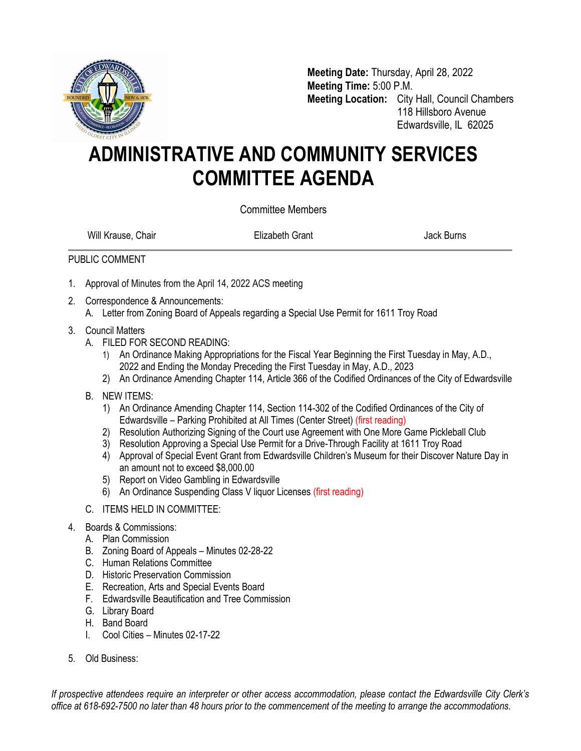**Meeting Date:** Thursday, April 28, 2022
**Meeting Time:** 5:00 P.M.
**Meeting Location:** City Hall, Council Chambers
118 Hillsboro Avenue
Edwardsville, IL 62025

# ADMINISTRATIVE AND COMMUNITY SERVICES COMMITTEE AGENDA

Committee Members

Will Krause, Chair | Elizabeth Grant | Jack Burns

PUBLIC COMMENT

1. Approval of Minutes from the April 14, 2022 ACS meeting
2. Correspondence & Announcements:
   A. Letter from Zoning Board of Appeals regarding a Special Use Permit for 1611 Troy Road
3. Council Matters
   A. FILED FOR SECOND READING:
      1) An Ordinance Making Appropriations for the Fiscal Year Beginning the First Tuesday in May, A.D., 2022 and Ending the Monday Preceding the First Tuesday in May, A.D., 2023
      2) An Ordinance Amending Chapter 114, Article 366 of the Codified Ordinances of the City of Edwardsville

   B. NEW ITEMS:
      1) An Ordinance Amending Chapter 114, Section 114-302 of the Codified Ordinances of the City of Edwardsville – Parking Prohibited at All Times (Center Street) (first reading)
      2) Resolution Authorizing Signing of the Court use Agreement with One More Game Pickleball Club
      3) Resolution Approving a Special Use Permit for a Drive-Through Facility at 1611 Troy Road
      4) Approval of Special Event Grant from Edwardsville Children's Museum for their Discover Nature Day in an amount not to exceed $8,000.00
      5) Report on Video Gambling in Edwardsville
      6) An Ordinance Suspending Class V liquor Licenses (first reading)

   C. ITEMS HELD IN COMMITTEE:
4. Boards & Commissions:
   A. Plan Commission
   B. Zoning Board of Appeals – Minutes 02-28-22
   C. Human Relations Committee
   D. Historic Preservation Commission
   E. Recreation, Arts and Special Events Board
   F. Edwardsville Beautification and Tree Commission
   G. Library Board
   H. Band Board
   I. Cool Cities – Minutes 02-17-22
5. Old Business:

*If prospective attendees require an interpreter or other access accommodation, please contact the Edwardsville City Clerk's office at 618-692-7500 no later than 48 hours prior to the commencement of the meeting to arrange the accommodations.*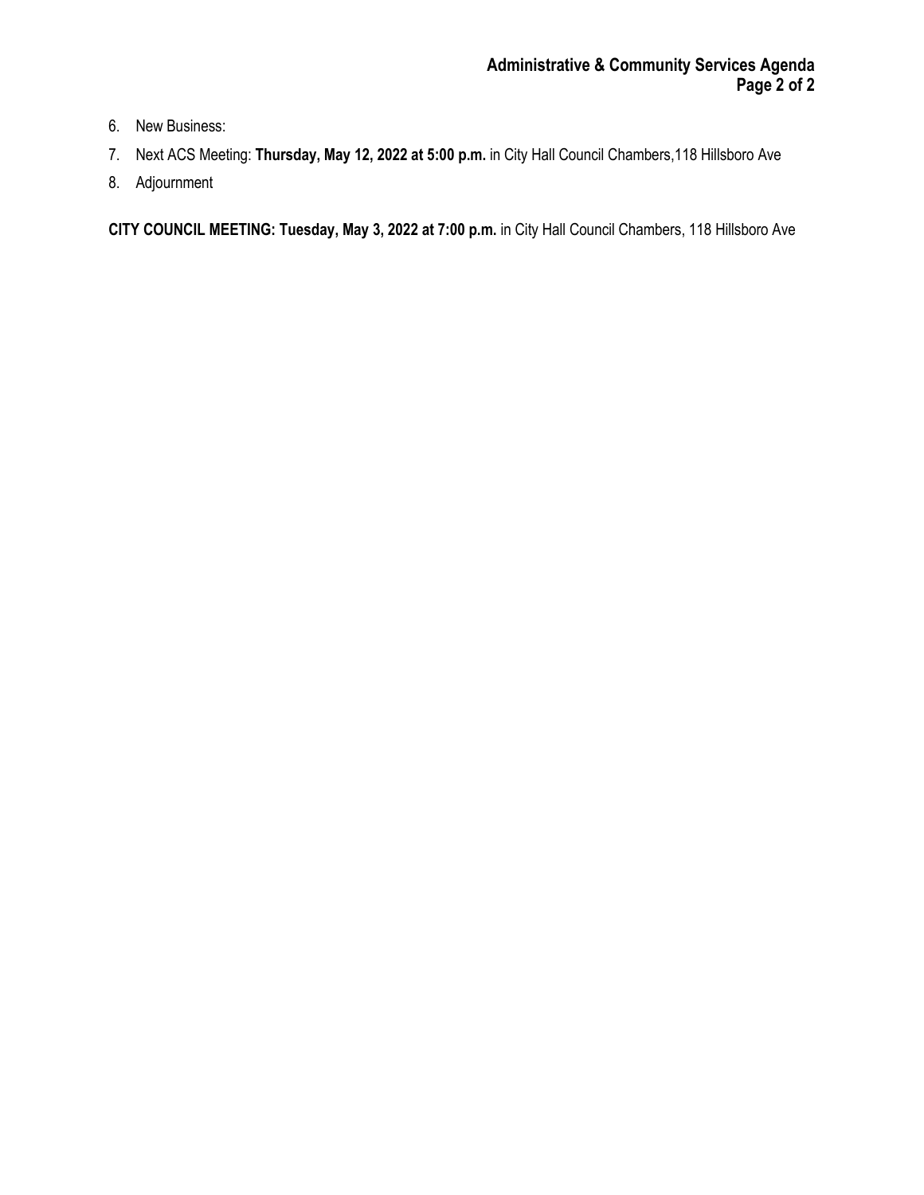6. New Business:
7. Next ACS Meeting: **Thursday, May 12, 2022 at 5:00 p.m.** in City Hall Council Chambers,118 Hillsboro Ave
8. Adjournment

**CITY COUNCIL MEETING: Tuesday, May 3, 2022 at 7:00 p.m.** in City Hall Council Chambers, 118 Hillsboro Ave